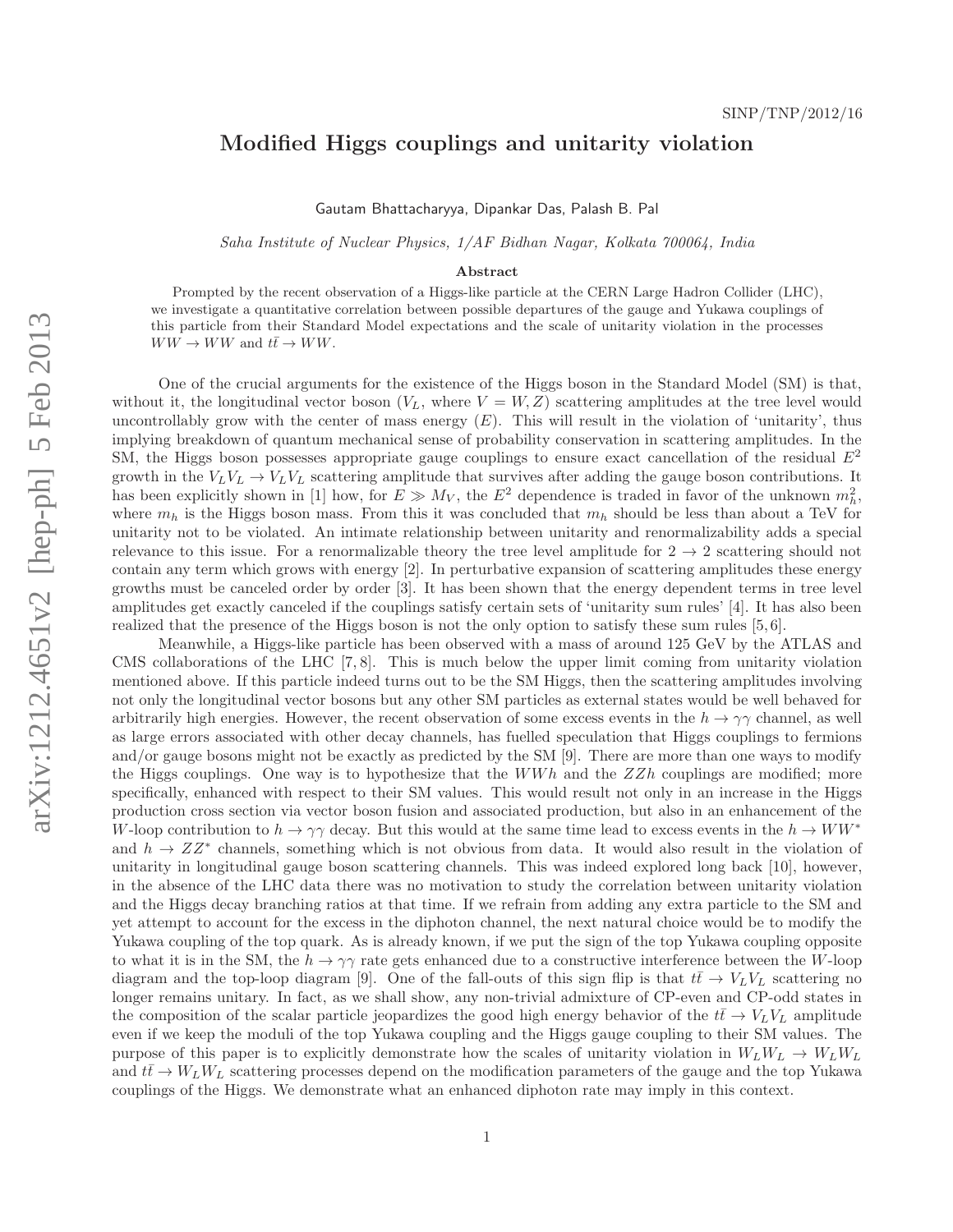SINP/TNP/2012/16

# Modified Higgs couplings and unitarity violation

Gautam Bhattacharyya, Dipankar Das, Palash B. Pal

*Saha Institute of Nuclear Physics, 1/AF Bidhan Nagar, Kolkata 700064, India*

**Abstract**

Prompted by the recent observation of a Higgs-like particle at the CERN Large Hadron Collider (LHC), we investigate a quantitative correlation between possible departures of the gauge and Yukawa couplings of this particle from their Standard Model expectations and the scale of unitarity violation in the processes $WW \to WW$ and $t\bar{t} \to WW$.

One of the crucial arguments for the existence of the Higgs boson in the Standard Model (SM) is that, without it, the longitudinal vector boson ($V_L$, where $V = W, Z$) scattering amplitudes at the tree level would uncontrollably grow with the center of mass energy ($E$). This will result in the violation of 'unitarity', thus implying breakdown of quantum mechanical sense of probability conservation in scattering amplitudes. In the SM, the Higgs boson possesses appropriate gauge couplings to ensure exact cancellation of the residual $E^2$ growth in the $V_LV_L \to V_LV_L$ scattering amplitude that survives after adding the gauge boson contributions. It has been explicitly shown in [1] how, for $E \gg M_V$, the $E^2$ dependence is traded in favor of the unknown $m_h^2$, where $m_h$ is the Higgs boson mass. From this it was concluded that $m_h$ should be less than about a TeV for unitarity not to be violated. An intimate relationship between unitarity and renormalizability adds a special relevance to this issue. For a renormalizable theory the tree level amplitude for $2 \to 2$ scattering should not contain any term which grows with energy [2]. In perturbative expansion of scattering amplitudes these energy growths must be canceled order by order [3]. It has been shown that the energy dependent terms in tree level amplitudes get exactly canceled if the couplings satisfy certain sets of 'unitarity sum rules' [4]. It has also been realized that the presence of the Higgs boson is not the only option to satisfy these sum rules [5,6].

Meanwhile, a Higgs-like particle has been observed with a mass of around 125 GeV by the ATLAS and CMS collaborations of the LHC [7,8]. This is much below the upper limit coming from unitarity violation mentioned above. If this particle indeed turns out to be the SM Higgs, then the scattering amplitudes involving not only the longitudinal vector bosons but any other SM particles as external states would be well behaved for arbitrarily high energies. However, the recent observation of some excess events in the $h \to \gamma\gamma$ channel, as well as large errors associated with other decay channels, has fuelled speculation that Higgs couplings to fermions and/or gauge bosons might not be exactly as predicted by the SM [9]. There are more than one ways to modify the Higgs couplings. One way is to hypothesize that the $WWh$ and the $ZZh$ couplings are modified; more specifically, enhanced with respect to their SM values. This would result not only in an increase in the Higgs production cross section via vector boson fusion and associated production, but also in an enhancement of the $W$-loop contribution to $h \to \gamma\gamma$ decay. But this would at the same time lead to excess events in the $h \to WW^*$ and $h \to ZZ^*$ channels, something which is not obvious from data. It would also result in the violation of unitarity in longitudinal gauge boson scattering channels. This was indeed explored long back [10], however, in the absence of the LHC data there was no motivation to study the correlation between unitarity violation and the Higgs decay branching ratios at that time. If we refrain from adding any extra particle to the SM and yet attempt to account for the excess in the diphoton channel, the next natural choice would be to modify the Yukawa coupling of the top quark. As is already known, if we put the sign of the top Yukawa coupling opposite to what it is in the SM, the $h \to \gamma\gamma$ rate gets enhanced due to a constructive interference between the $W$-loop diagram and the top-loop diagram [9]. One of the fall-outs of this sign flip is that $t\bar{t} \to V_LV_L$ scattering no longer remains unitary. In fact, as we shall show, any non-trivial admixture of CP-even and CP-odd states in the composition of the scalar particle jeopardizes the good high energy behavior of the $t\bar{t} \to V_LV_L$ amplitude even if we keep the moduli of the top Yukawa coupling and the Higgs gauge coupling to their SM values. The purpose of this paper is to explicitly demonstrate how the scales of unitarity violation in $W_LW_L \to W_LW_L$ and $t\bar{t} \to W_LW_L$ scattering processes depend on the modification parameters of the gauge and the top Yukawa couplings of the Higgs. We demonstrate what an enhanced diphoton rate may imply in this context.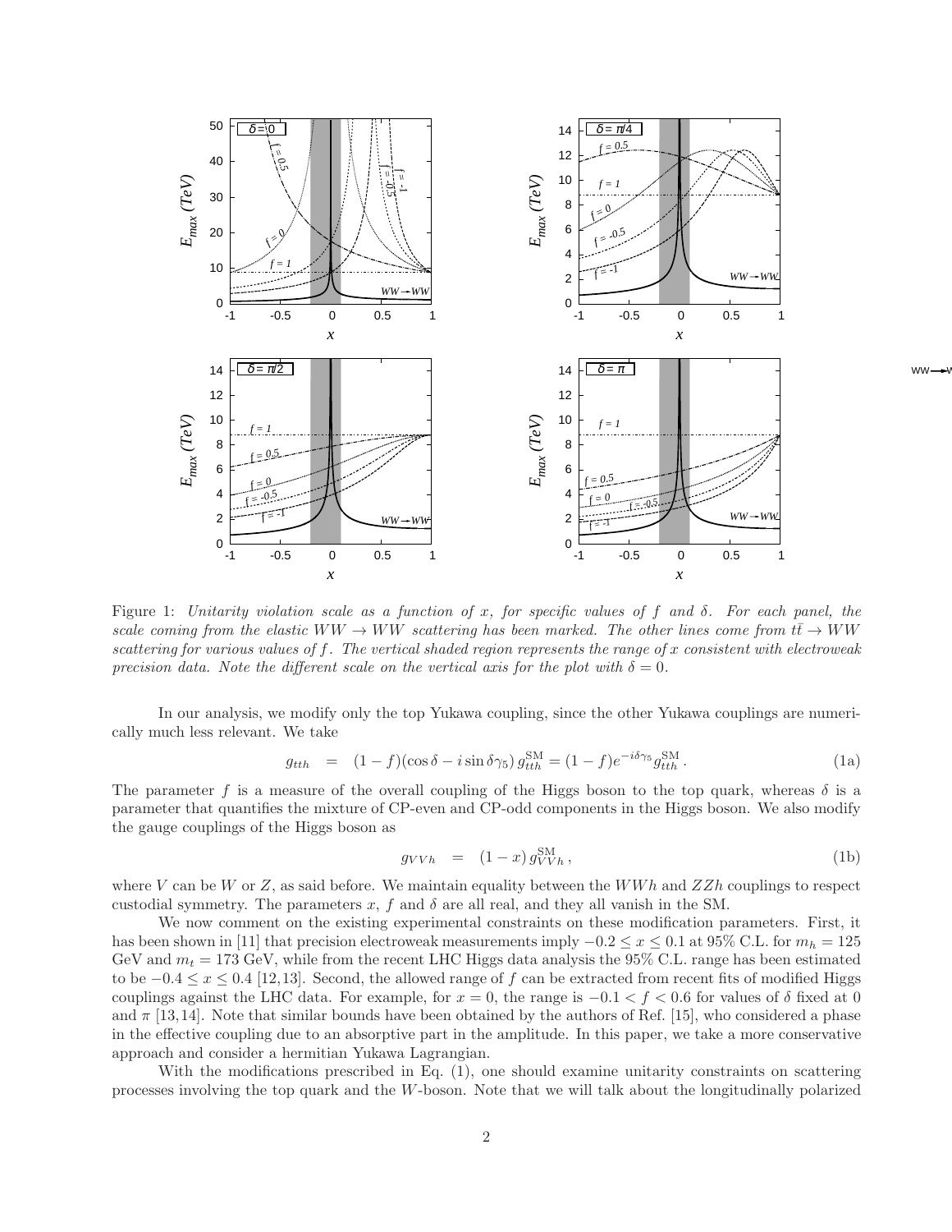Figure 1: *Unitarity violation scale as a function of x, for specific values of f and δ. For each panel, the scale coming from the elastic $WW \to WW$ scattering has been marked. The other lines come from $t\bar{t} \to WW$ scattering for various values of f. The vertical shaded region represents the range of x consistent with electroweak precision data. Note the different scale on the vertical axis for the plot with $\delta = 0$.*

In our analysis, we modify only the top Yukawa coupling, since the other Yukawa couplings are numerically much less relevant. We take

$$g_{tth} \quad = \quad (1-f)(\cos\delta - i\sin\delta\gamma_5)\, g_{tth}^{\rm SM} = (1-f)e^{-i\delta\gamma_5} g_{tth}^{\rm SM}\,. \tag{1a}$$

The parameter $f$ is a measure of the overall coupling of the Higgs boson to the top quark, whereas $\delta$ is a parameter that quantifies the mixture of CP-even and CP-odd components in the Higgs boson. We also modify the gauge couplings of the Higgs boson as

$$g_{VVh} \quad = \quad (1-x)\, g_{VVh}^{\rm SM}\,, \tag{1b}$$

where $V$ can be $W$ or $Z$, as said before. We maintain equality between the $WWh$ and $ZZh$ couplings to respect custodial symmetry. The parameters $x$, $f$ and $\delta$ are all real, and they all vanish in the SM.

We now comment on the existing experimental constraints on these modification parameters. First, it has been shown in [11] that precision electroweak measurements imply $-0.2 \le x \le 0.1$ at 95% C.L. for $m_h = 125$ GeV and $m_t = 173$ GeV, while from the recent LHC Higgs data analysis the 95% C.L. range has been estimated to be $-0.4 \le x \le 0.4$ [12,13]. Second, the allowed range of $f$ can be extracted from recent fits of modified Higgs couplings against the LHC data. For example, for $x = 0$, the range is $-0.1 < f < 0.6$ for values of $\delta$ fixed at 0 and $\pi$ [13,14]. Note that similar bounds have been obtained by the authors of Ref. [15], who considered a phase in the effective coupling due to an absorptive part in the amplitude. In this paper, we take a more conservative approach and consider a hermitian Yukawa Lagrangian.

With the modifications prescribed in Eq. (1), one should examine unitarity constraints on scattering processes involving the top quark and the $W$-boson. Note that we will talk about the longitudinally polarized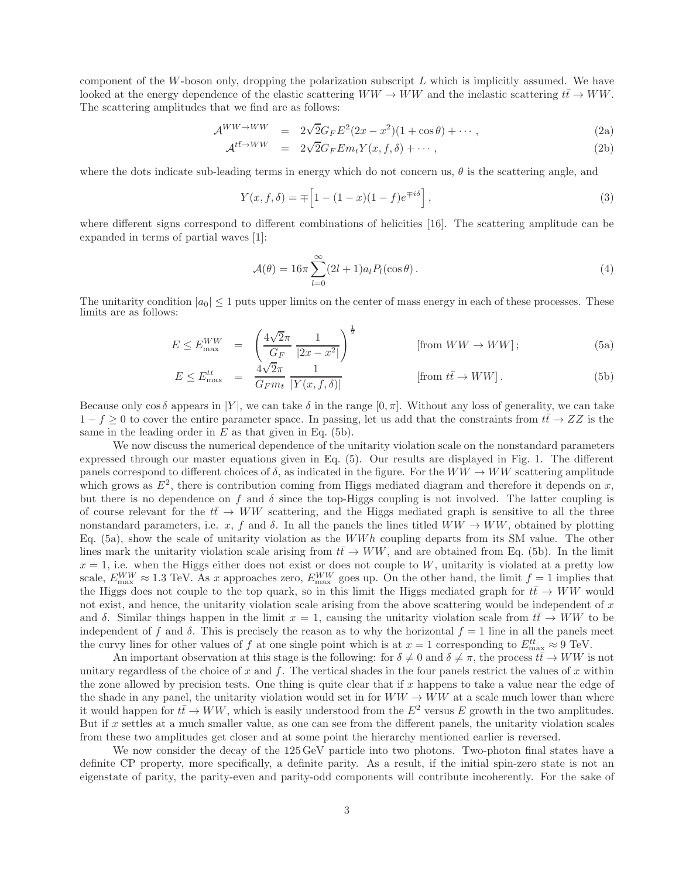component of the $W$-boson only, dropping the polarization subscript $L$ which is implicitly assumed. We have looked at the energy dependence of the elastic scattering $WW \to WW$ and the inelastic scattering $t\bar{t} \to WW$. The scattering amplitudes that we find are as follows:

$$\mathcal{A}^{WW\to WW} = 2\sqrt{2}G_F E^2(2x - x^2)(1 + \cos\theta) + \cdots\,, \tag{2a}$$

$$\mathcal{A}^{t\bar{t}\to WW} = 2\sqrt{2}G_F E m_t Y(x, f, \delta) + \cdots\,, \tag{2b}$$

where the dots indicate sub-leading terms in energy which do not concern us, $\theta$ is the scattering angle, and

$$Y(x, f, \delta) = \mp\Big[1 - (1 - x)(1 - f)e^{\mp i\delta}\Big]\,, \tag{3}$$

where different signs correspond to different combinations of helicities [16]. The scattering amplitude can be expanded in terms of partial waves [1]:

$$\mathcal{A}(\theta) = 16\pi \sum_{l=0}^{\infty} (2l + 1) a_l P_l(\cos\theta)\,. \tag{4}$$

The unitarity condition $|a_0| \le 1$ puts upper limits on the center of mass energy in each of these processes. These limits are as follows:

$$E \le E^{WW}_{\max} = \left(\frac{4\sqrt{2}\pi}{G_F}\,\frac{1}{|2x - x^2|}\right)^{\frac{1}{2}} \qquad \text{[from } WW \to WW\text{]}\,; \tag{5a}$$

$$E \le E^{tt}_{\max} = \frac{4\sqrt{2}\pi}{G_F m_t}\,\frac{1}{|Y(x, f, \delta)|} \qquad \text{[from } t\bar{t} \to WW\text{]}\,. \tag{5b}$$

Because only $\cos\delta$ appears in $|Y|$, we can take $\delta$ in the range $[0, \pi]$. Without any loss of generality, we can take $1 - f \ge 0$ to cover the entire parameter space. In passing, let us add that the constraints from $t\bar{t} \to ZZ$ is the same in the leading order in $E$ as that given in Eq. (5b).

We now discuss the numerical dependence of the unitarity violation scale on the nonstandard parameters expressed through our master equations given in Eq. (5). Our results are displayed in Fig. 1. The different panels correspond to different choices of $\delta$, as indicated in the figure. For the $WW \to WW$ scattering amplitude which grows as $E^2$, there is contribution coming from Higgs mediated diagram and therefore it depends on $x$, but there is no dependence on $f$ and $\delta$ since the top-Higgs coupling is not involved. The latter coupling is of course relevant for the $t\bar{t} \to WW$ scattering, and the Higgs mediated graph is sensitive to all the three nonstandard parameters, i.e. $x$, $f$ and $\delta$. In all the panels the lines titled $WW \to WW$, obtained by plotting Eq. (5a), show the scale of unitarity violation as the $WWh$ coupling departs from its SM value. The other lines mark the unitarity violation scale arising from $t\bar{t} \to WW$, and are obtained from Eq. (5b). In the limit $x = 1$, i.e. when the Higgs either does not exist or does not couple to $W$, unitarity is violated at a pretty low scale, $E^{WW}_{\max} \approx 1.3$ TeV. As $x$ approaches zero, $E^{WW}_{\max}$ goes up. On the other hand, the limit $f = 1$ implies that the Higgs does not couple to the top quark, so in this limit the Higgs mediated graph for $t\bar{t} \to WW$ would not exist, and hence, the unitarity violation scale arising from the above scattering would be independent of $x$ and $\delta$. Similar things happen in the limit $x = 1$, causing the unitarity violation scale from $t\bar{t} \to WW$ to be independent of $f$ and $\delta$. This is precisely the reason as to why the horizontal $f = 1$ line in all the panels meet the curvy lines for other values of $f$ at one single point which is at $x = 1$ corresponding to $E^{tt}_{\max} \approx 9$ TeV.

An important observation at this stage is the following: for $\delta \ne 0$ and $\delta \ne \pi$, the process $t\bar{t} \to WW$ is not unitary regardless of the choice of $x$ and $f$. The vertical shades in the four panels restrict the values of $x$ within the zone allowed by precision tests. One thing is quite clear that if $x$ happens to take a value near the edge of the shade in any panel, the unitarity violation would set in for $WW \to WW$ at a scale much lower than where it would happen for $t\bar{t} \to WW$, which is easily understood from the $E^2$ versus $E$ growth in the two amplitudes. But if $x$ settles at a much smaller value, as one can see from the different panels, the unitarity violation scales from these two amplitudes get closer and at some point the hierarchy mentioned earlier is reversed.

We now consider the decay of the 125 GeV particle into two photons. Two-photon final states have a definite CP property, more specifically, a definite parity. As a result, if the initial spin-zero state is not an eigenstate of parity, the parity-even and parity-odd components will contribute incoherently. For the sake of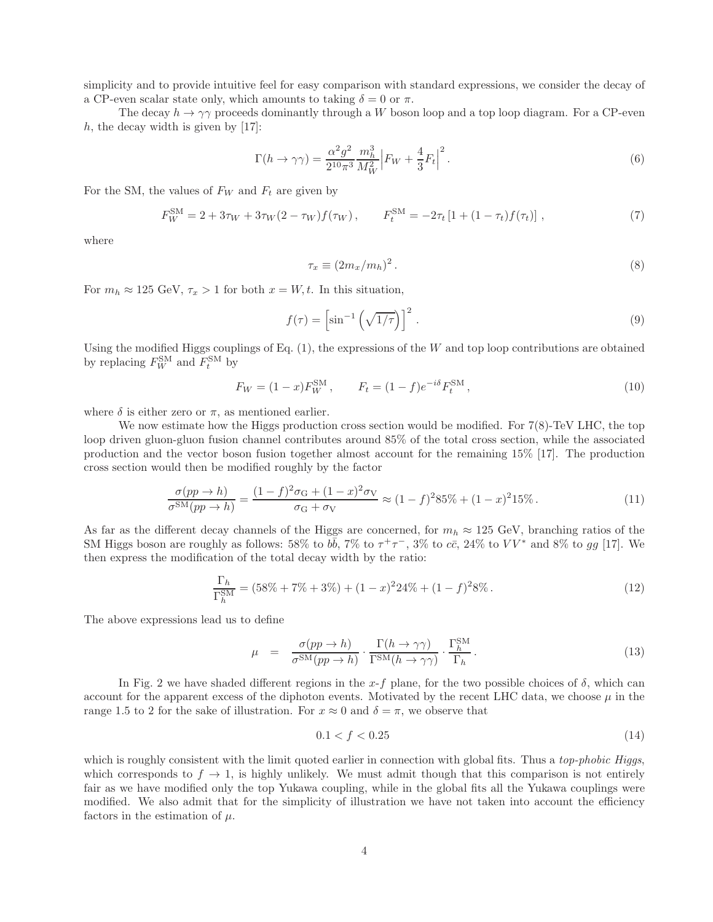simplicity and to provide intuitive feel for easy comparison with standard expressions, we consider the decay of a CP-even scalar state only, which amounts to taking $\delta = 0$ or $\pi$.

The decay $h \to \gamma\gamma$ proceeds dominantly through a $W$ boson loop and a top loop diagram. For a CP-even $h$, the decay width is given by [17]:

$$\Gamma(h \to \gamma\gamma) = \frac{\alpha^2 g^2}{2^{10}\pi^3} \frac{m_h^3}{M_W^2} \Big| F_W + \frac{4}{3} F_t \Big|^2 . \tag{6}$$

For the SM, the values of $F_W$ and $F_t$ are given by

$$F_W^{\rm SM} = 2 + 3\tau_W + 3\tau_W(2 - \tau_W) f(\tau_W) , \qquad F_t^{\rm SM} = -2\tau_t \left[1 + (1 - \tau_t) f(\tau_t)\right] , \tag{7}$$

where

$$\tau_x \equiv (2m_x/m_h)^2 . \tag{8}$$

For $m_h \approx 125$ GeV, $\tau_x > 1$ for both $x = W, t$. In this situation,

$$f(\tau) = \left[\sin^{-1}\left(\sqrt{1/\tau}\right)\right]^2 . \tag{9}$$

Using the modified Higgs couplings of Eq. (1), the expressions of the $W$ and top loop contributions are obtained by replacing $F_W^{\rm SM}$ and $F_t^{\rm SM}$ by

$$F_W = (1 - x) F_W^{\rm SM} , \qquad F_t = (1 - f) e^{-i\delta} F_t^{\rm SM} , \tag{10}$$

where $\delta$ is either zero or $\pi$, as mentioned earlier.

We now estimate how the Higgs production cross section would be modified. For 7(8)-TeV LHC, the top loop driven gluon-gluon fusion channel contributes around 85% of the total cross section, while the associated production and the vector boson fusion together almost account for the remaining 15% [17]. The production cross section would then be modified roughly by the factor

$$\frac{\sigma(pp \to h)}{\sigma^{\rm SM}(pp \to h)} = \frac{(1-f)^2 \sigma_{\rm G} + (1-x)^2 \sigma_{\rm V}}{\sigma_{\rm G} + \sigma_{\rm V}} \approx (1-f)^2 85\% + (1-x)^2 15\% . \tag{11}$$

As far as the different decay channels of the Higgs are concerned, for $m_h \approx 125$ GeV, branching ratios of the SM Higgs boson are roughly as follows: 58% to $b\bar{b}$, 7% to $\tau^+\tau^-$, 3% to $c\bar{c}$, 24% to $VV^*$ and 8% to $gg$ [17]. We then express the modification of the total decay width by the ratio:

$$\frac{\Gamma_h}{\Gamma_h^{\rm SM}} = (58\% + 7\% + 3\%) + (1-x)^2 24\% + (1-f)^2 8\% . \tag{12}$$

The above expressions lead us to define

$$\mu \quad = \quad \frac{\sigma(pp \to h)}{\sigma^{\rm SM}(pp \to h)} \cdot \frac{\Gamma(h \to \gamma\gamma)}{\Gamma^{\rm SM}(h \to \gamma\gamma)} \cdot \frac{\Gamma_h^{\rm SM}}{\Gamma_h} . \tag{13}$$

In Fig. 2 we have shaded different regions in the $x$-$f$ plane, for the two possible choices of $\delta$, which can account for the apparent excess of the diphoton events. Motivated by the recent LHC data, we choose $\mu$ in the range 1.5 to 2 for the sake of illustration. For $x \approx 0$ and $\delta = \pi$, we observe that

$$0.1 < f < 0.25 \tag{14}$$

which is roughly consistent with the limit quoted earlier in connection with global fits. Thus a *top-phobic Higgs*, which corresponds to $f \to 1$, is highly unlikely. We must admit though that this comparison is not entirely fair as we have modified only the top Yukawa coupling, while in the global fits all the Yukawa couplings were modified. We also admit that for the simplicity of illustration we have not taken into account the efficiency factors in the estimation of $\mu$.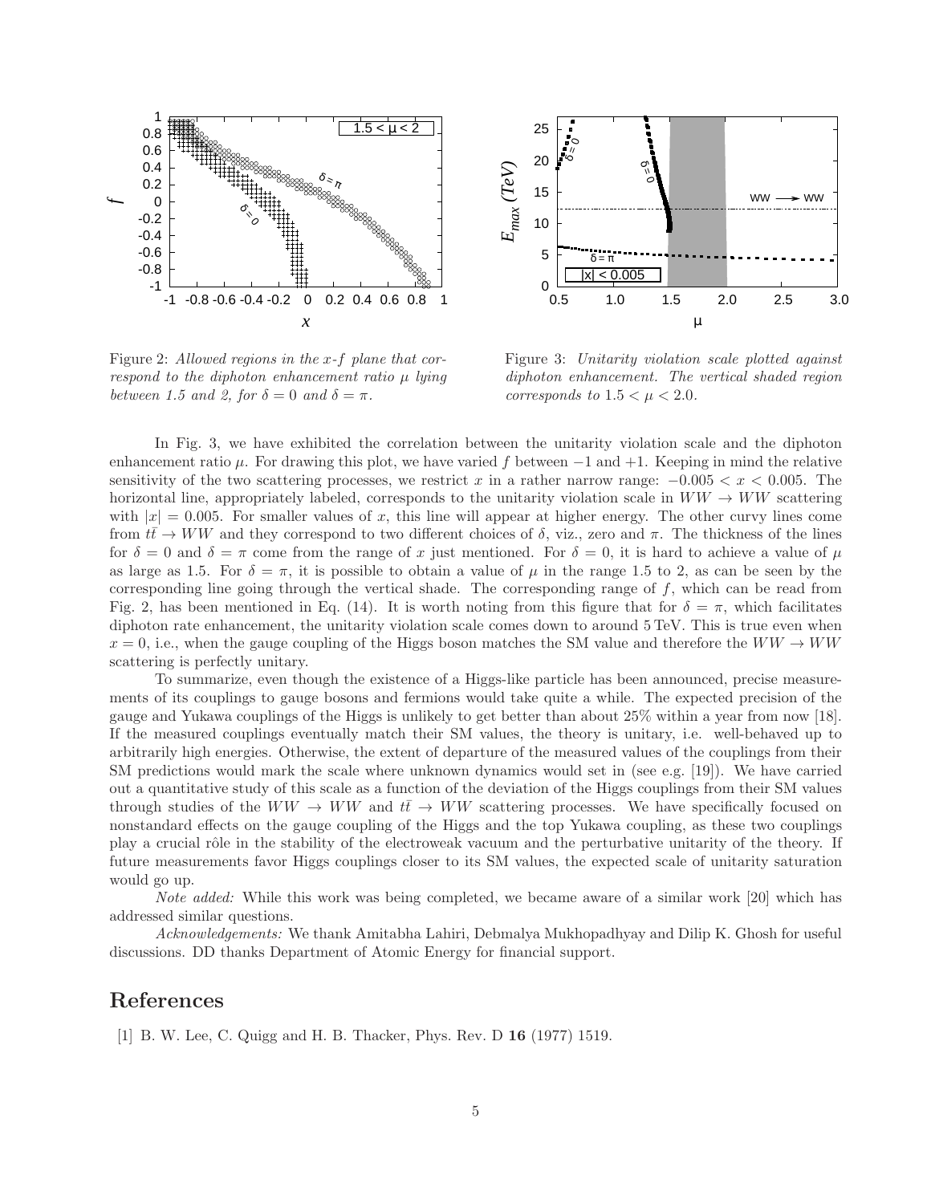Figure 2: *Allowed regions in the x-f plane that correspond to the diphoton enhancement ratio μ lying between 1.5 and 2, for $\delta = 0$ and $\delta = \pi$.*

Figure 3: *Unitarity violation scale plotted against diphoton enhancement. The vertical shaded region corresponds to $1.5 < \mu < 2.0$.*

In Fig. 3, we have exhibited the correlation between the unitarity violation scale and the diphoton enhancement ratio $\mu$. For drawing this plot, we have varied $f$ between $-1$ and $+1$. Keeping in mind the relative sensitivity of the two scattering processes, we restrict $x$ in a rather narrow range: $-0.005 < x < 0.005$. The horizontal line, appropriately labeled, corresponds to the unitarity violation scale in $WW \to WW$ scattering with $|x| = 0.005$. For smaller values of $x$, this line will appear at higher energy. The other curvy lines come from $t\bar{t} \to WW$ and they correspond to two different choices of $\delta$, viz., zero and $\pi$. The thickness of the lines for $\delta = 0$ and $\delta = \pi$ come from the range of $x$ just mentioned. For $\delta = 0$, it is hard to achieve a value of $\mu$ as large as 1.5. For $\delta = \pi$, it is possible to obtain a value of $\mu$ in the range 1.5 to 2, as can be seen by the corresponding line going through the vertical shade. The corresponding range of $f$, which can be read from Fig. 2, has been mentioned in Eq. (14). It is worth noting from this figure that for $\delta = \pi$, which facilitates diphoton rate enhancement, the unitarity violation scale comes down to around 5 TeV. This is true even when $x = 0$, i.e., when the gauge coupling of the Higgs boson matches the SM value and therefore the $WW \to WW$ scattering is perfectly unitary.

To summarize, even though the existence of a Higgs-like particle has been announced, precise measurements of its couplings to gauge bosons and fermions would take quite a while. The expected precision of the gauge and Yukawa couplings of the Higgs is unlikely to get better than about 25% within a year from now [18]. If the measured couplings eventually match their SM values, the theory is unitary, i.e. well-behaved up to arbitrarily high energies. Otherwise, the extent of departure of the measured values of the couplings from their SM predictions would mark the scale where unknown dynamics would set in (see e.g. [19]). We have carried out a quantitative study of this scale as a function of the deviation of the Higgs couplings from their SM values through studies of the $WW \to WW$ and $t\bar{t} \to WW$ scattering processes. We have specifically focused on nonstandard effects on the gauge coupling of the Higgs and the top Yukawa coupling, as these two couplings play a crucial rôle in the stability of the electroweak vacuum and the perturbative unitarity of the theory. If future measurements favor Higgs couplings closer to its SM values, the expected scale of unitarity saturation would go up.

*Note added:* While this work was being completed, we became aware of a similar work [20] which has addressed similar questions.

*Acknowledgements:* We thank Amitabha Lahiri, Debmalya Mukhopadhyay and Dilip K. Ghosh for useful discussions. DD thanks Department of Atomic Energy for financial support.

# References

[1] B. W. Lee, C. Quigg and H. B. Thacker, Phys. Rev. D **16** (1977) 1519.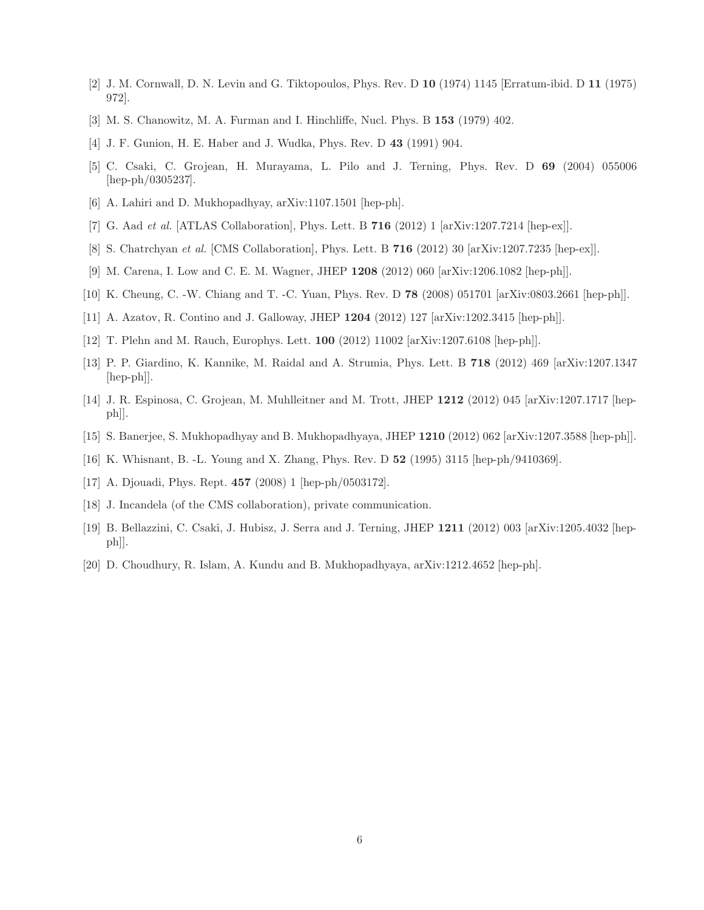[2] J. M. Cornwall, D. N. Levin and G. Tiktopoulos, Phys. Rev. D **10** (1974) 1145 [Erratum-ibid. D **11** (1975) 972].

[3] M. S. Chanowitz, M. A. Furman and I. Hinchliffe, Nucl. Phys. B **153** (1979) 402.

[4] J. F. Gunion, H. E. Haber and J. Wudka, Phys. Rev. D **43** (1991) 904.

[5] C. Csaki, C. Grojean, H. Murayama, L. Pilo and J. Terning, Phys. Rev. D **69** (2004) 055006 [hep-ph/0305237].

[6] A. Lahiri and D. Mukhopadhyay, arXiv:1107.1501 [hep-ph].

[7] G. Aad *et al.* [ATLAS Collaboration], Phys. Lett. B **716** (2012) 1 [arXiv:1207.7214 [hep-ex]].

[8] S. Chatrchyan *et al.* [CMS Collaboration], Phys. Lett. B **716** (2012) 30 [arXiv:1207.7235 [hep-ex]].

[9] M. Carena, I. Low and C. E. M. Wagner, JHEP **1208** (2012) 060 [arXiv:1206.1082 [hep-ph]].

[10] K. Cheung, C. -W. Chiang and T. -C. Yuan, Phys. Rev. D **78** (2008) 051701 [arXiv:0803.2661 [hep-ph]].

[11] A. Azatov, R. Contino and J. Galloway, JHEP **1204** (2012) 127 [arXiv:1202.3415 [hep-ph]].

[12] T. Plehn and M. Rauch, Europhys. Lett. **100** (2012) 11002 [arXiv:1207.6108 [hep-ph]].

[13] P. P. Giardino, K. Kannike, M. Raidal and A. Strumia, Phys. Lett. B **718** (2012) 469 [arXiv:1207.1347 [hep-ph]].

[14] J. R. Espinosa, C. Grojean, M. Muhlleitner and M. Trott, JHEP **1212** (2012) 045 [arXiv:1207.1717 [hep-ph]].

[15] S. Banerjee, S. Mukhopadhyay and B. Mukhopadhyaya, JHEP **1210** (2012) 062 [arXiv:1207.3588 [hep-ph]].

[16] K. Whisnant, B. -L. Young and X. Zhang, Phys. Rev. D **52** (1995) 3115 [hep-ph/9410369].

[17] A. Djouadi, Phys. Rept. **457** (2008) 1 [hep-ph/0503172].

[18] J. Incandela (of the CMS collaboration), private communication.

[19] B. Bellazzini, C. Csaki, J. Hubisz, J. Serra and J. Terning, JHEP **1211** (2012) 003 [arXiv:1205.4032 [hep-ph]].

[20] D. Choudhury, R. Islam, A. Kundu and B. Mukhopadhyaya, arXiv:1212.4652 [hep-ph].